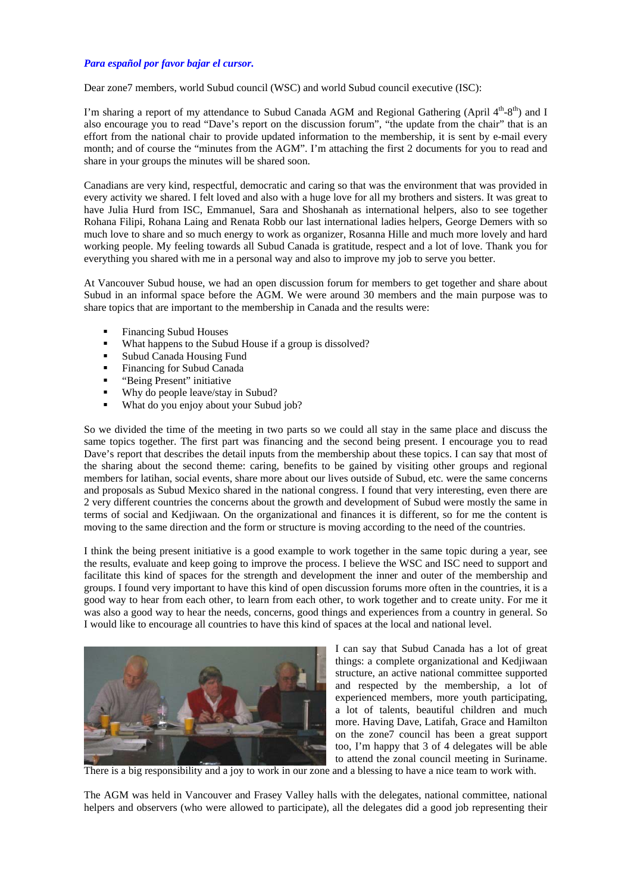*Para español por favor bajar el cursor.*

Dear zone7 members, world Subud council (WSC) and world Subud council executive (ISC):

I'm sharing a report of my attendance to Subud Canada AGM and Regional Gathering (April 4th-8th) and I also encourage you to read "Dave's report on the discussion forum", "the update from the chair" that is an effort from the national chair to provide updated information to the membership, it is sent by e-mail every month; and of course the "minutes from the AGM". I'm attaching the first 2 documents for you to read and share in your groups the minutes will be shared soon.

Canadians are very kind, respectful, democratic and caring so that was the environment that was provided in every activity we shared. I felt loved and also with a huge love for all my brothers and sisters. It was great to have Julia Hurd from ISC, Emmanuel, Sara and Shoshanah as international helpers, also to see together Rohana Filipi, Rohana Laing and Renata Robb our last international ladies helpers, George Demers with so much love to share and so much energy to work as organizer, Rosanna Hille and much more lovely and hard working people. My feeling towards all Subud Canada is gratitude, respect and a lot of love. Thank you for everything you shared with me in a personal way and also to improve my job to serve you better.

At Vancouver Subud house, we had an open discussion forum for members to get together and share about Subud in an informal space before the AGM. We were around 30 members and the main purpose was to share topics that are important to the membership in Canada and the results were:

- Financing Subud Houses
- What happens to the Subud House if a group is dissolved?
- Subud Canada Housing Fund
- Financing for Subud Canada
- "Being Present" initiative
- Why do people leave/stay in Subud?
- What do you enjoy about your Subud job?

So we divided the time of the meeting in two parts so we could all stay in the same place and discuss the same topics together. The first part was financing and the second being present. I encourage you to read Dave's report that describes the detail inputs from the membership about these topics. I can say that most of the sharing about the second theme: caring, benefits to be gained by visiting other groups and regional members for latihan, social events, share more about our lives outside of Subud, etc. were the same concerns and proposals as Subud Mexico shared in the national congress. I found that very interesting, even there are 2 very different countries the concerns about the growth and development of Subud were mostly the same in terms of social and Kedjiwaan. On the organizational and finances it is different, so for me the content is moving to the same direction and the form or structure is moving according to the need of the countries.

I think the being present initiative is a good example to work together in the same topic during a year, see the results, evaluate and keep going to improve the process. I believe the WSC and ISC need to support and facilitate this kind of spaces for the strength and development the inner and outer of the membership and groups. I found very important to have this kind of open discussion forums more often in the countries, it is a good way to hear from each other, to learn from each other, to work together and to create unity. For me it was also a good way to hear the needs, concerns, good things and experiences from a country in general. So I would like to encourage all countries to have this kind of spaces at the local and national level.

I can say that Subud Canada has a lot of great things: a complete organizational and Kedjiwaan structure, an active national committee supported and respected by the membership, a lot of experienced members, more youth participating, a lot of talents, beautiful children and much more. Having Dave, Latifah, Grace and Hamilton on the zone7 council has been a great support too, I'm happy that 3 of 4 delegates will be able to attend the zonal council meeting in Suriname. There is a big responsibility and a joy to work in our zone and a blessing to have a nice team to work with.

The AGM was held in Vancouver and Frasey Valley halls with the delegates, national committee, national helpers and observers (who were allowed to participate), all the delegates did a good job representing their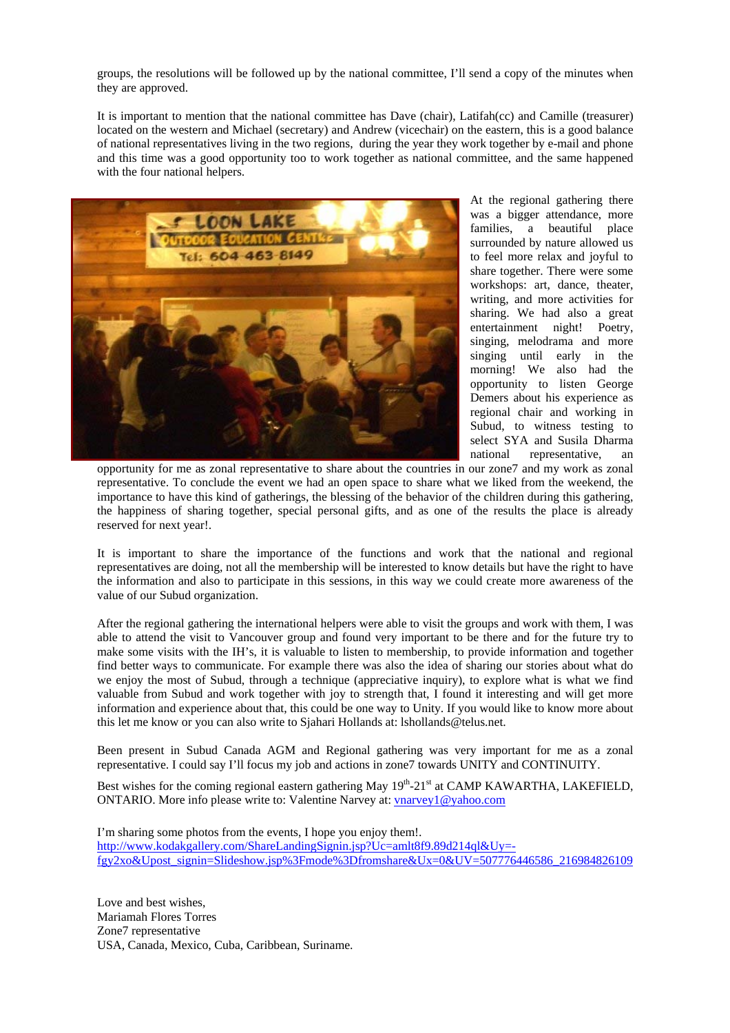groups, the resolutions will be followed up by the national committee, I'll send a copy of the minutes when they are approved.

It is important to mention that the national committee has Dave (chair), Latifah(cc) and Camille (treasurer) located on the western and Michael (secretary) and Andrew (vicechair) on the eastern, this is a good balance of national representatives living in the two regions, during the year they work together by e-mail and phone and this time was a good opportunity too to work together as national committee, and the same happened with the four national helpers.

At the regional gathering there was a bigger attendance, more families, a beautiful place surrounded by nature allowed us to feel more relax and joyful to share together. There were some workshops: art, dance, theater, writing, and more activities for sharing. We had also a great entertainment night! Poetry, singing, melodrama and more singing until early in the morning! We also had the opportunity to listen George Demers about his experience as regional chair and working in Subud, to witness testing to select SYA and Susila Dharma national representative, an opportunity for me as zonal representative to share about the countries in our zone7 and my work as zonal representative. To conclude the event we had an open space to share what we liked from the weekend, the importance to have this kind of gatherings, the blessing of the behavior of the children during this gathering, the happiness of sharing together, special personal gifts, and as one of the results the place is already reserved for next year!.

It is important to share the importance of the functions and work that the national and regional representatives are doing, not all the membership will be interested to know details but have the right to have the information and also to participate in this sessions, in this way we could create more awareness of the value of our Subud organization.

After the regional gathering the international helpers were able to visit the groups and work with them, I was able to attend the visit to Vancouver group and found very important to be there and for the future try to make some visits with the IH's, it is valuable to listen to membership, to provide information and together find better ways to communicate. For example there was also the idea of sharing our stories about what do we enjoy the most of Subud, through a technique (appreciative inquiry), to explore what is what we find valuable from Subud and work together with joy to strength that, I found it interesting and will get more information and experience about that, this could be one way to Unity. If you would like to know more about this let me know or you can also write to Sjahari Hollands at: lshollands@telus.net.

Been present in Subud Canada AGM and Regional gathering was very important for me as a zonal representative. I could say I'll focus my job and actions in zone7 towards UNITY and CONTINUITY.

Best wishes for the coming regional eastern gathering May 19th-21st at CAMP KAWARTHA, LAKEFIELD, ONTARIO. More info please write to: Valentine Narvey at: vnarvey1@yahoo.com

I'm sharing some photos from the events, I hope you enjoy them!.
http://www.kodakgallery.com/ShareLandingSignin.jsp?Uc=amlt8f9.89d214ql&Uy=-fgy2xo&Upost_signin=Slideshow.jsp%3Fmode%3Dfromshare&Ux=0&UV=507776446586_216984826109

Love and best wishes,
Mariamah Flores Torres
Zone7 representative
USA, Canada, Mexico, Cuba, Caribbean, Suriname.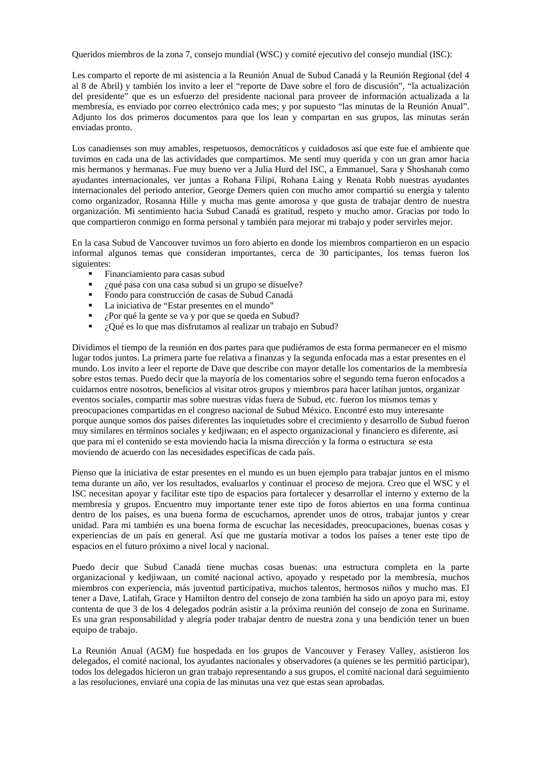Queridos miembros de la zona 7, consejo mundial (WSC) y comité ejecutivo del consejo mundial (ISC):

Les comparto el reporte de mi asistencia a la Reunión Anual de Subud Canadá y la Reunión Regional (del 4 al 8 de Abril) y también los invito a leer el "reporte de Dave sobre el foro de discusión", "la actualización del presidente" que es un esfuerzo del presidente nacional para proveer de información actualizada a la membresía, es enviado por correo electrónico cada mes; y por supuesto "las minutas de la Reunión Anual". Adjunto los dos primeros documentos para que los lean y compartan en sus grupos, las minutas serán enviadas pronto.

Los canadienses son muy amables, respetuosos, democráticos y cuidadosos así que este fue el ambiente que tuvimos en cada una de las actividades que compartimos. Me sentí muy querida y con un gran amor hacia mis hermanos y hermanas. Fue muy bueno ver a Julia Hurd del ISC, a Emmanuel, Sara y Shoshanah como ayudantes internacionales, ver juntas a Rohana Filipi, Rohana Laing y Renata Robb nuestras ayudantes internacionales del periodo anterior, George Demers quien con mucho amor compartió su energía y talento como organizador, Rosanna Hille y mucha mas gente amorosa y que gusta de trabajar dentro de nuestra organización. Mi sentimiento hacia Subud Canadá es gratitud, respeto y mucho amor. Gracias por todo lo que compartieron conmigo en forma personal y también para mejorar mi trabajo y poder servirles mejor.

En la casa Subud de Vancouver tuvimos un foro abierto en donde los miembros compartieron en un espacio informal algunos temas que consideran importantes, cerca de 30 participantes, los temas fueron los siguientes:

- Financiamiento para casas subud
- ¿qué pasa con una casa subud si un grupo se disuelve?
- Fondo para construcción de casas de Subud Canadá
- La iniciativa de "Estar presentes en el mundo"
- ¿Por qué la gente se va y por que se queda en Subud?
- ¿Qué es lo que mas disfrutamos al realizar un trabajo en Subud?

Dividimos el tiempo de la reunión en dos partes para que pudiéramos de esta forma permanecer en el mismo lugar todos juntos. La primera parte fue relativa a finanzas y la segunda enfocada mas a estar presentes en el mundo. Los invito a leer el reporte de Dave que describe con mayor detalle los comentarios de la membresía sobre estos temas. Puedo decir que la mayoría de los comentarios sobre el segundo tema fueron enfocados a cuidarnos entre nosotros, beneficios al visitar otros grupos y miembros para hacer latihan juntos, organizar eventos sociales, compartir mas sobre nuestras vidas fuera de Subud, etc. fueron los mismos temas y preocupaciones compartidas en el congreso nacional de Subud México. Encontré esto muy interesante porque aunque somos dos países diferentes las inquietudes sobre el crecimiento y desarrollo de Subud fueron muy similares en términos sociales y kedjiwaan; en el aspecto organizacional y financiero es diferente, así que para mi el contenido se esta moviendo hacia la misma dirección y la forma o estructura se esta moviendo de acuerdo con las necesidades especificas de cada país.

Pienso que la iniciativa de estar presentes en el mundo es un buen ejemplo para trabajar juntos en el mismo tema durante un año, ver los resultados, evaluarlos y continuar el proceso de mejora. Creo que el WSC y el ISC necesitan apoyar y facilitar este tipo de espacios para fortalecer y desarrollar el interno y externo de la membresía y grupos. Encuentro muy importante tener este tipo de foros abiertos en una forma continua dentro de los países, es una buena forma de escucharnos, aprender unos de otros, trabajar juntos y crear unidad. Para mi también es una buena forma de escuchar las necesidades, preocupaciones, buenas cosas y experiencias de un país en general. Así que me gustaría motivar a todos los países a tener este tipo de espacios en el futuro próximo a nivel local y nacional.

Puedo decir que Subud Canadá tiene muchas cosas buenas: una estructura completa en la parte organizacional y kedjiwaan, un comité nacional activo, apoyado y respetado por la membresía, muchos miembros con experiencia, más juventud participativa, muchos talentos, hermosos niños y mucho mas. El tener a Dave, Latifah, Grace y Hamilton dentro del consejo de zona también ha sido un apoyo para mi, estoy contenta de que 3 de los 4 delegados podrán asistir a la próxima reunión del consejo de zona en Suriname. Es una gran responsabilidad y alegría poder trabajar dentro de nuestra zona y una bendición tener un buen equipo de trabajo.

La Reunión Anual (AGM) fue hospedada en los grupos de Vancouver y Ferasey Valley, asistieron los delegados, el comité nacional, los ayudantes nacionales y observadores (a quienes se les permitió participar), todos los delegados hicieron un gran trabajo representando a sus grupos, el comité nacional dará seguimiento a las resoluciones, enviaré una copia de las minutas una vez que estas sean aprobadas.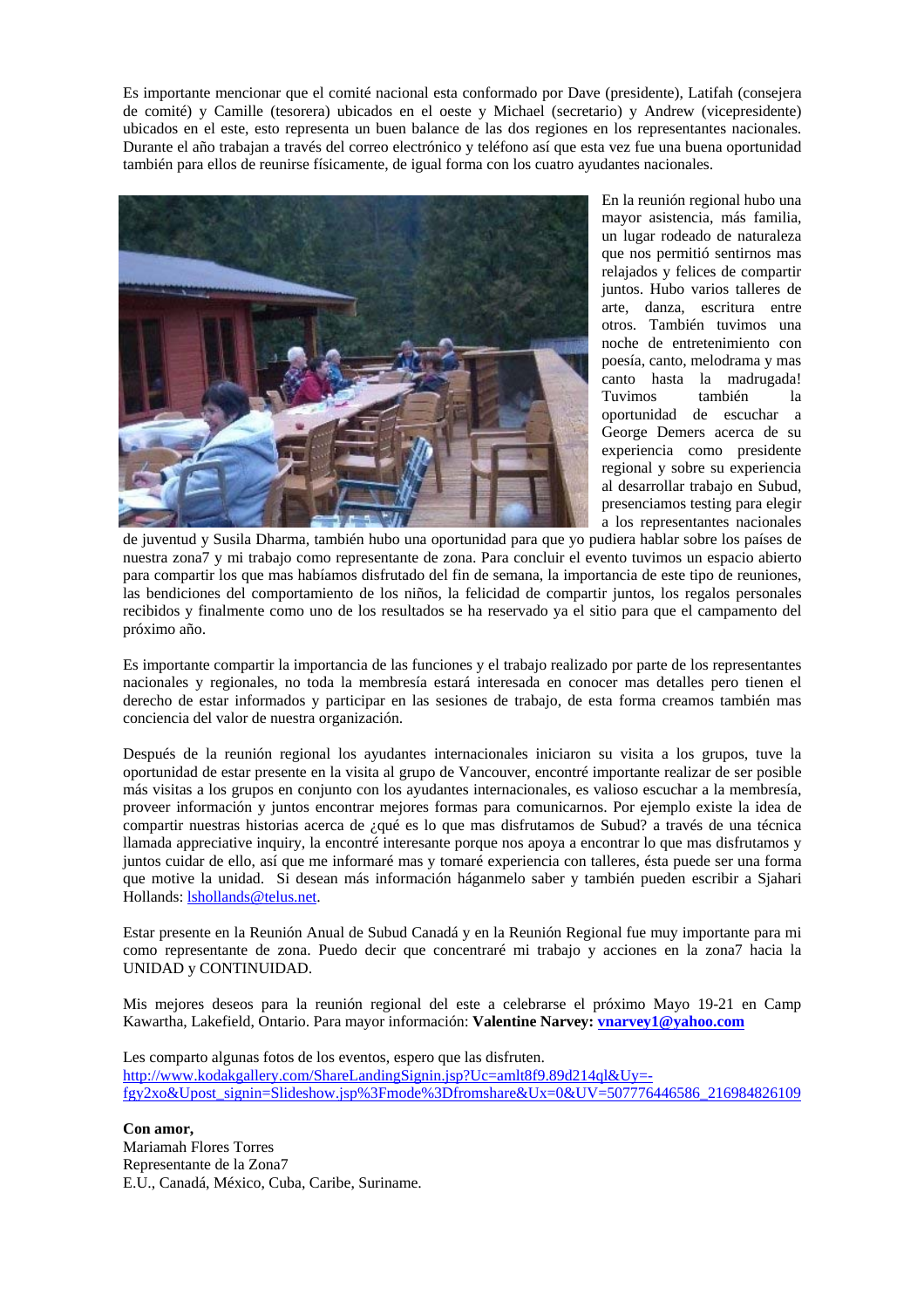Es importante mencionar que el comité nacional esta conformado por Dave (presidente), Latifah (consejera de comité) y Camille (tesorera) ubicados en el oeste y Michael (secretario) y Andrew (vicepresidente) ubicados en el este, esto representa un buen balance de las dos regiones en los representantes nacionales. Durante el año trabajan a través del correo electrónico y teléfono así que esta vez fue una buena oportunidad también para ellos de reunirse físicamente, de igual forma con los cuatro ayudantes nacionales.

En la reunión regional hubo una mayor asistencia, más familia, un lugar rodeado de naturaleza que nos permitió sentirnos mas relajados y felices de compartir juntos. Hubo varios talleres de arte, danza, escritura entre otros. También tuvimos una noche de entretenimiento con poesía, canto, melodrama y mas canto hasta la madrugada! Tuvimos también la oportunidad de escuchar a George Demers acerca de su experiencia como presidente regional y sobre su experiencia al desarrollar trabajo en Subud, presenciamos testing para elegir a los representantes nacionales de juventud y Susila Dharma, también hubo una oportunidad para que yo pudiera hablar sobre los países de nuestra zona7 y mi trabajo como representante de zona. Para concluir el evento tuvimos un espacio abierto para compartir los que mas habíamos disfrutado del fin de semana, la importancia de este tipo de reuniones, las bendiciones del comportamiento de los niños, la felicidad de compartir juntos, los regalos personales recibidos y finalmente como uno de los resultados se ha reservado ya el sitio para que el campamento del próximo año.

Es importante compartir la importancia de las funciones y el trabajo realizado por parte de los representantes nacionales y regionales, no toda la membresía estará interesada en conocer mas detalles pero tienen el derecho de estar informados y participar en las sesiones de trabajo, de esta forma creamos también mas conciencia del valor de nuestra organización.

Después de la reunión regional los ayudantes internacionales iniciaron su visita a los grupos, tuve la oportunidad de estar presente en la visita al grupo de Vancouver, encontré importante realizar de ser posible más visitas a los grupos en conjunto con los ayudantes internacionales, es valioso escuchar a la membresía, proveer información y juntos encontrar mejores formas para comunicarnos. Por ejemplo existe la idea de compartir nuestras historias acerca de ¿qué es lo que mas disfrutamos de Subud? a través de una técnica llamada appreciative inquiry, la encontré interesante porque nos apoya a encontrar lo que mas disfrutamos y juntos cuidar de ello, así que me informaré mas y tomaré experiencia con talleres, ésta puede ser una forma que motive la unidad. Si desean más información háganmelo saber y también pueden escribir a Sjahari Hollands: lshollands@telus.net.

Estar presente en la Reunión Anual de Subud Canadá y en la Reunión Regional fue muy importante para mi como representante de zona. Puedo decir que concentraré mi trabajo y acciones en la zona7 hacia la UNIDAD y CONTINUIDAD.

Mis mejores deseos para la reunión regional del este a celebrarse el próximo Mayo 19-21 en Camp Kawartha, Lakefield, Ontario. Para mayor información: **Valentine Narvey: vnarvey1@yahoo.com**

Les comparto algunas fotos de los eventos, espero que las disfruten.
http://www.kodakgallery.com/ShareLandingSignin.jsp?Uc=amlt8f9.89d214ql&Uy=-fgy2xo&Upost_signin=Slideshow.jsp%3Fmode%3Dfromshare&Ux=0&UV=507776446586_216984826109

**Con amor,**
Mariamah Flores Torres
Representante de la Zona7
E.U., Canadá, México, Cuba, Caribe, Suriname.